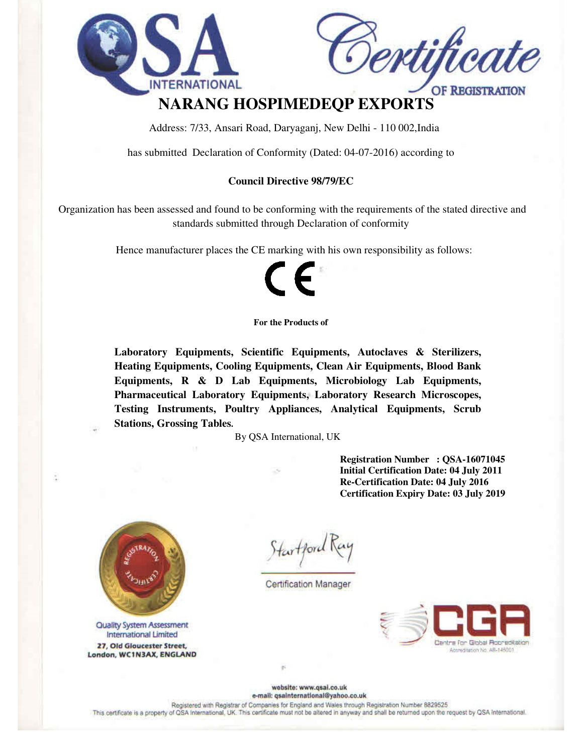QSA INTERNATIONAL

# Certificate OF REGISTRATION

## NARANG HOSPIMEDEQP EXPORTS

Address: 7/33, Ansari Road, Daryaganj, New Delhi - 110 002,India

has submitted Declaration of Conformity (Dated: 04-07-2016) according to

**Council Directive 98/79/EC**

Organization has been assessed and found to be conforming with the requirements of the stated directive and standards submitted through Declaration of conformity

Hence manufacturer places the CE marking with his own responsibility as follows:

CE

**For the Products of**

**Laboratory Equipments, Scientific Equipments, Autoclaves & Sterilizers, Heating Equipments, Cooling Equipments, Clean Air Equipments, Blood Bank Equipments, R & D Lab Equipments, Microbiology Lab Equipments, Pharmaceutical Laboratory Equipments, Laboratory Research Microscopes, Testing Instruments, Poultry Appliances, Analytical Equipments, Scrub Stations, Grossing Tables.**

By QSA International, UK

**Registration Number : QSA-16071045**
**Initial Certification Date: 04 July 2011**
**Re-Certification Date: 04 July 2016**
**Certification Expiry Date: 03 July 2019**

Quality System Assessment International Limited
**27, Old Gloucester Street, London, WC1N3AX, ENGLAND**

Startford Ray
Certification Manager

CGA Centre for Global Accreditation
Accreditation No. AB-145001

**website: www.qsai.co.uk**
**e-mail: qsainternational@yahoo.co.uk**

Registered with Registrar of Companies for England and Wales through Registration Number 8829525

This certificate is a property of QSA International, UK. This certificate must not be altered in anyway and shall be returned upon the request by QSA International.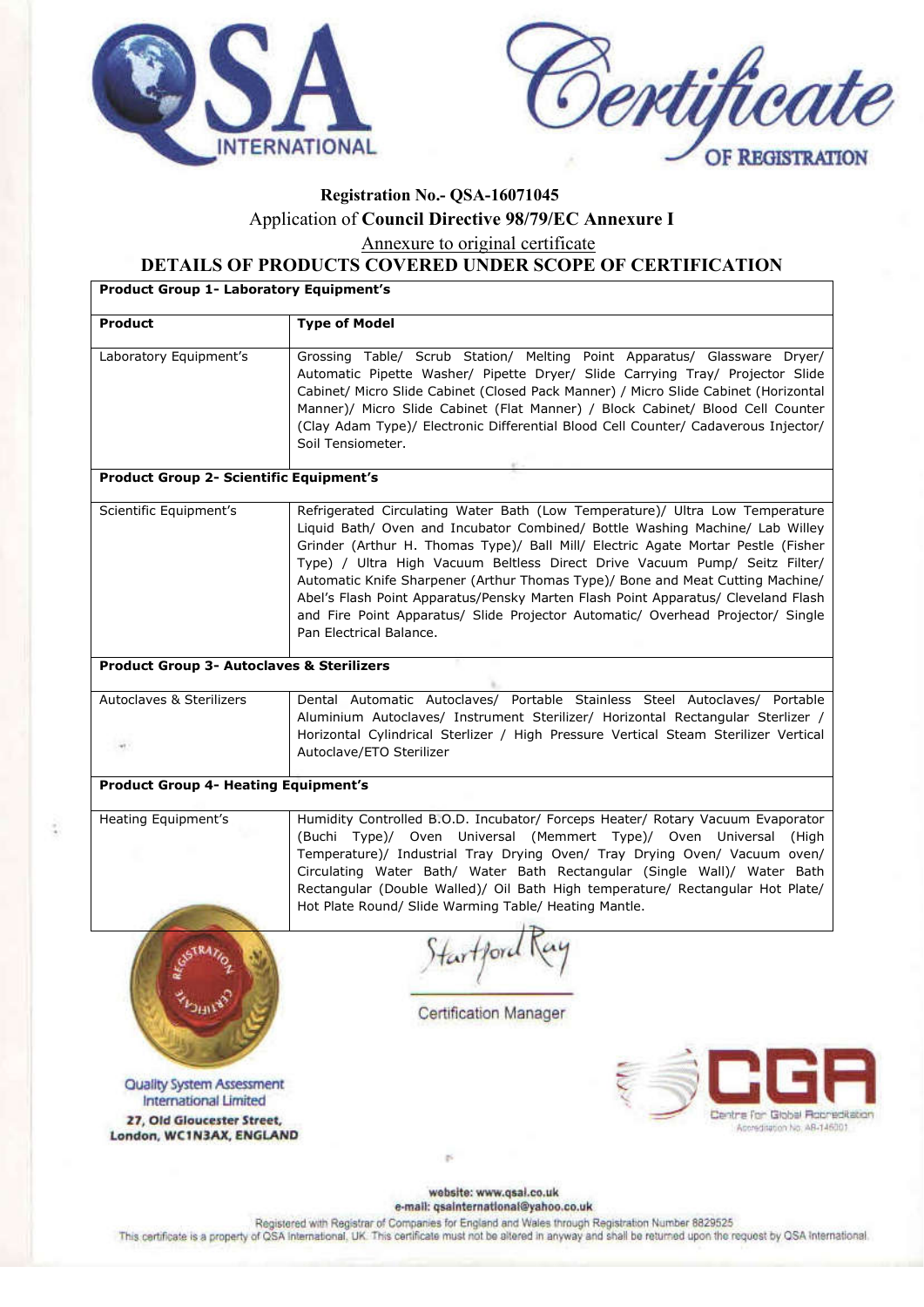# Certificate OF REGISTRATION

QSA INTERNATIONAL

**Registration No.- QSA-16071045**

Application of **Council Directive 98/79/EC Annexure I**

Annexure to original certificate

## DETAILS OF PRODUCTS COVERED UNDER SCOPE OF CERTIFICATION

| **Product Group 1- Laboratory Equipment's** | |
|---|---|
| **Product** | **Type of Model** |
| Laboratory Equipment's | Grossing Table/ Scrub Station/ Melting Point Apparatus/ Glassware Dryer/ Automatic Pipette Washer/ Pipette Dryer/ Slide Carrying Tray/ Projector Slide Cabinet/ Micro Slide Cabinet (Closed Pack Manner) / Micro Slide Cabinet (Horizontal Manner)/ Micro Slide Cabinet (Flat Manner) / Block Cabinet/ Blood Cell Counter (Clay Adam Type)/ Electronic Differential Blood Cell Counter/ Cadaverous Injector/ Soil Tensiometer. |
| **Product Group 2- Scientific Equipment's** | |
| Scientific Equipment's | Refrigerated Circulating Water Bath (Low Temperature)/ Ultra Low Temperature Liquid Bath/ Oven and Incubator Combined/ Bottle Washing Machine/ Lab Willey Grinder (Arthur H. Thomas Type)/ Ball Mill/ Electric Agate Mortar Pestle (Fisher Type) / Ultra High Vacuum Beltless Direct Drive Vacuum Pump/ Seitz Filter/ Automatic Knife Sharpener (Arthur Thomas Type)/ Bone and Meat Cutting Machine/ Abel's Flash Point Apparatus/Pensky Marten Flash Point Apparatus/ Cleveland Flash and Fire Point Apparatus/ Slide Projector Automatic/ Overhead Projector/ Single Pan Electrical Balance. |
| **Product Group 3- Autoclaves & Sterilizers** | |
| Autoclaves & Sterilizers | Dental Automatic Autoclaves/ Portable Stainless Steel Autoclaves/ Portable Aluminium Autoclaves/ Instrument Sterilizer/ Horizontal Rectangular Sterlizer / Horizontal Cylindrical Sterlizer / High Pressure Vertical Steam Sterilizer Vertical Autoclave/ETO Sterilizer |
| **Product Group 4- Heating Equipment's** | |
| Heating Equipment's | Humidity Controlled B.O.D. Incubator/ Forceps Heater/ Rotary Vacuum Evaporator (Buchi Type)/ Oven Universal (Memmert Type)/ Oven Universal (High Temperature)/ Industrial Tray Drying Oven/ Tray Drying Oven/ Vacuum oven/ Circulating Water Bath/ Water Bath Rectangular (Single Wall)/ Water Bath Rectangular (Double Walled)/ Oil Bath High temperature/ Rectangular Hot Plate/ Hot Plate Round/ Slide Warming Table/ Heating Mantle. |

Startford Ray
Certification Manager

Quality System Assessment International Limited
**27, Old Gloucester Street, London, WC1N3AX, ENGLAND**

CGA Centre for Global Accreditation
Accreditation No. AB-146001

website: www.qsai.co.uk
e-mail: qsainternational@yahoo.co.uk

Registered with Registrar of Companies for England and Wales through Registration Number 8829525
This certificate is a property of QSA International, UK. This certificate must not be altered in anyway and shall be returned upon the request by QSA International.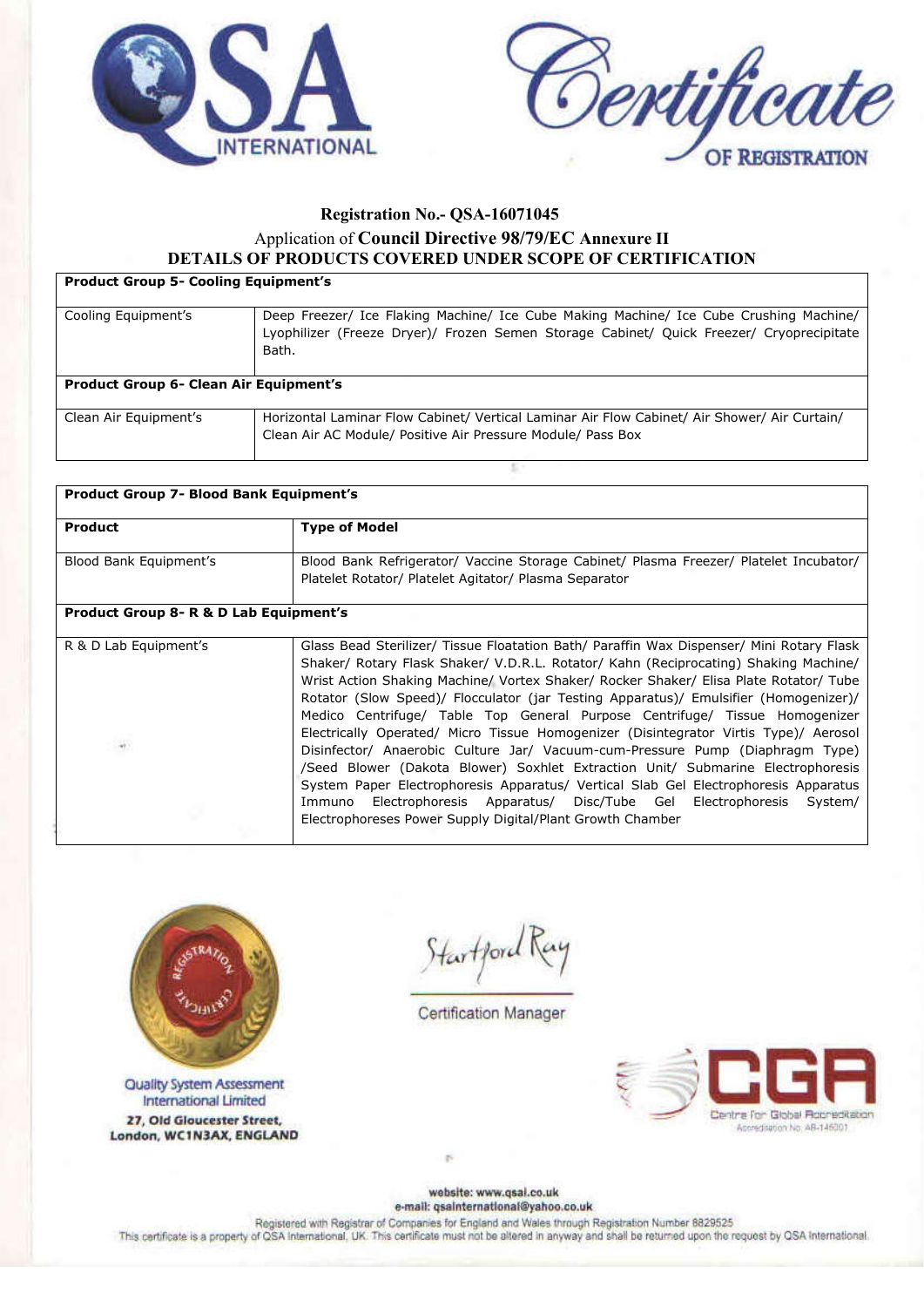QSA INTERNATIONAL

Certificate OF REGISTRATION

**Registration No.- QSA-16071045**

Application of **Council Directive 98/79/EC Annexure II**

**DETAILS OF PRODUCTS COVERED UNDER SCOPE OF CERTIFICATION**

| **Product Group 5- Cooling Equipment's** | |
|---|---|
| Cooling Equipment's | Deep Freezer/ Ice Flaking Machine/ Ice Cube Making Machine/ Ice Cube Crushing Machine/ Lyophilizer (Freeze Dryer)/ Frozen Semen Storage Cabinet/ Quick Freezer/ Cryoprecipitate Bath. |
| **Product Group 6- Clean Air Equipment's** | |
| Clean Air Equipment's | Horizontal Laminar Flow Cabinet/ Vertical Laminar Air Flow Cabinet/ Air Shower/ Air Curtain/ Clean Air AC Module/ Positive Air Pressure Module/ Pass Box |

| **Product Group 7- Blood Bank Equipment's** | |
|---|---|
| **Product** | **Type of Model** |
| Blood Bank Equipment's | Blood Bank Refrigerator/ Vaccine Storage Cabinet/ Plasma Freezer/ Platelet Incubator/ Platelet Rotator/ Platelet Agitator/ Plasma Separator |
| **Product Group 8- R & D Lab Equipment's** | |
| R & D Lab Equipment's | Glass Bead Sterilizer/ Tissue Floatation Bath/ Paraffin Wax Dispenser/ Mini Rotary Flask Shaker/ Rotary Flask Shaker/ V.D.R.L. Rotator/ Kahn (Reciprocating) Shaking Machine/ Wrist Action Shaking Machine/ Vortex Shaker/ Rocker Shaker/ Elisa Plate Rotator/ Tube Rotator (Slow Speed)/ Flocculator (jar Testing Apparatus)/ Emulsifier (Homogenizer)/ Medico Centrifuge/ Table Top General Purpose Centrifuge/ Tissue Homogenizer Electrically Operated/ Micro Tissue Homogenizer (Disintegrator Virtis Type)/ Aerosol Disinfector/ Anaerobic Culture Jar/ Vacuum-cum-Pressure Pump (Diaphragm Type) /Seed Blower (Dakota Blower) Soxhlet Extraction Unit/ Submarine Electrophoresis System Paper Electrophoresis Apparatus/ Vertical Slab Gel Electrophoresis Apparatus Immuno Electrophoresis Apparatus/ Disc/Tube Gel Electrophoresis System/ Electrophoreses Power Supply Digital/Plant Growth Chamber |

Quality System Assessment International Limited
**27, Old Gloucester Street, London, WC1N3AX, ENGLAND**

Startford Ray
Certification Manager

CGA Centre for Global Accreditation
Accreditation No. AB-146001

**website: www.qsal.co.uk**
**e-mail: qsainternational@yahoo.co.uk**

Registered with Registrar of Companies for England and Wales through Registration Number 8829525

This certificate is a property of QSA International, UK. This certificate must not be altered in anyway and shall be returned upon the request by QSA International.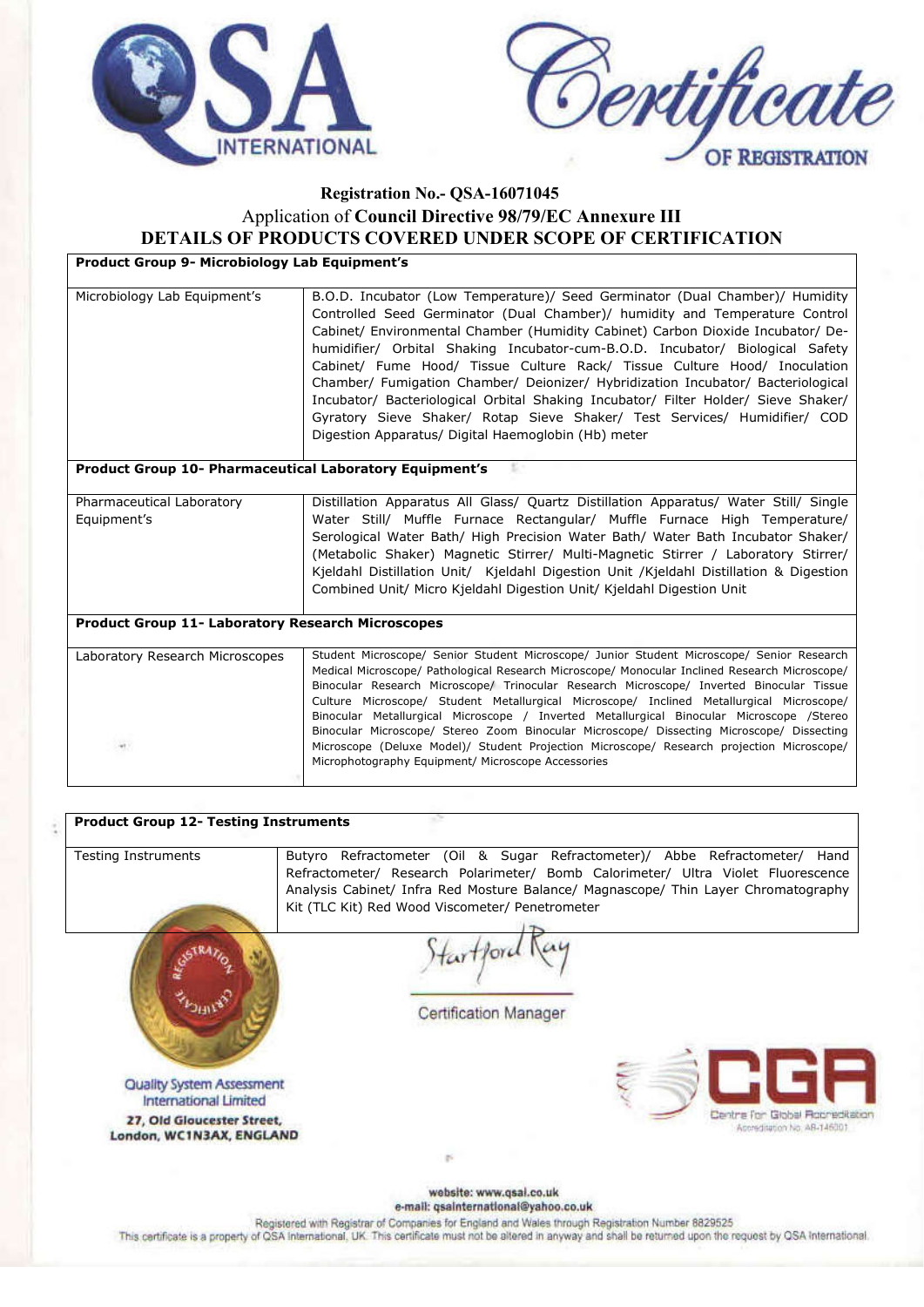# QSA INTERNATIONAL

## Certificate OF REGISTRATION

**Registration No.- QSA-16071045**

Application of **Council Directive 98/79/EC Annexure III**

**DETAILS OF PRODUCTS COVERED UNDER SCOPE OF CERTIFICATION**

| **Product Group 9- Microbiology Lab Equipment's** | |
|---|---|
| Microbiology Lab Equipment's | B.O.D. Incubator (Low Temperature)/ Seed Germinator (Dual Chamber)/ Humidity Controlled Seed Germinator (Dual Chamber)/ humidity and Temperature Control Cabinet/ Environmental Chamber (Humidity Cabinet) Carbon Dioxide Incubator/ De-humidifier/ Orbital Shaking Incubator-cum-B.O.D. Incubator/ Biological Safety Cabinet/ Fume Hood/ Tissue Culture Rack/ Tissue Culture Hood/ Inoculation Chamber/ Fumigation Chamber/ Deionizer/ Hybridization Incubator/ Bacteriological Incubator/ Bacteriological Orbital Shaking Incubator/ Filter Holder/ Sieve Shaker/ Gyratory Sieve Shaker/ Rotap Sieve Shaker/ Test Services/ Humidifier/ COD Digestion Apparatus/ Digital Haemoglobin (Hb) meter |
| **Product Group 10- Pharmaceutical Laboratory Equipment's** | |
| Pharmaceutical Laboratory Equipment's | Distillation Apparatus All Glass/ Quartz Distillation Apparatus/ Water Still/ Single Water Still/ Muffle Furnace Rectangular/ Muffle Furnace High Temperature/ Serological Water Bath/ High Precision Water Bath/ Water Bath Incubator Shaker/ (Metabolic Shaker) Magnetic Stirrer/ Multi-Magnetic Stirrer / Laboratory Stirrer/ Kjeldahl Distillation Unit/ Kjeldahl Digestion Unit /Kjeldahl Distillation & Digestion Combined Unit/ Micro Kjeldahl Digestion Unit/ Kjeldahl Digestion Unit |
| **Product Group 11- Laboratory Research Microscopes** | |
| Laboratory Research Microscopes | Student Microscope/ Senior Student Microscope/ Junior Student Microscope/ Senior Research Medical Microscope/ Pathological Research Microscope/ Monocular Inclined Research Microscope/ Binocular Research Microscope/ Trinocular Research Microscope/ Inverted Binocular Tissue Culture Microscope/ Student Metallurgical Microscope/ Inclined Metallurgical Microscope/ Binocular Metallurgical Microscope / Inverted Metallurgical Binocular Microscope /Stereo Binocular Microscope/ Stereo Zoom Binocular Microscope/ Dissecting Microscope/ Dissecting Microscope (Deluxe Model)/ Student Projection Microscope/ Research projection Microscope/ Microphotography Equipment/ Microscope Accessories |

| **Product Group 12- Testing Instruments** | |
|---|---|
| Testing Instruments | Butyro Refractometer (Oil & Sugar Refractometer)/ Abbe Refractometer/ Hand Refractometer/ Research Polarimeter/ Bomb Calorimeter/ Ultra Violet Fluorescence Analysis Cabinet/ Infra Red Mosture Balance/ Magnascope/ Thin Layer Chromatography Kit (TLC Kit) Red Wood Viscometer/ Penetrometer |

Startford Ray

Certification Manager

Quality System Assessment International Limited

**27, Old Gloucester Street, London, WC1N3AX, ENGLAND**

CGA Centre for Global Accreditation
Accreditation No. AB-146001

**website: www.qsai.co.uk**
**e-mail: qsainternational@yahoo.co.uk**

Registered with Registrar of Companies for England and Wales through Registration Number 8829525

This certificate is a property of QSA International, UK. This certificate must not be altered in anyway and shall be returned upon the request by QSA International.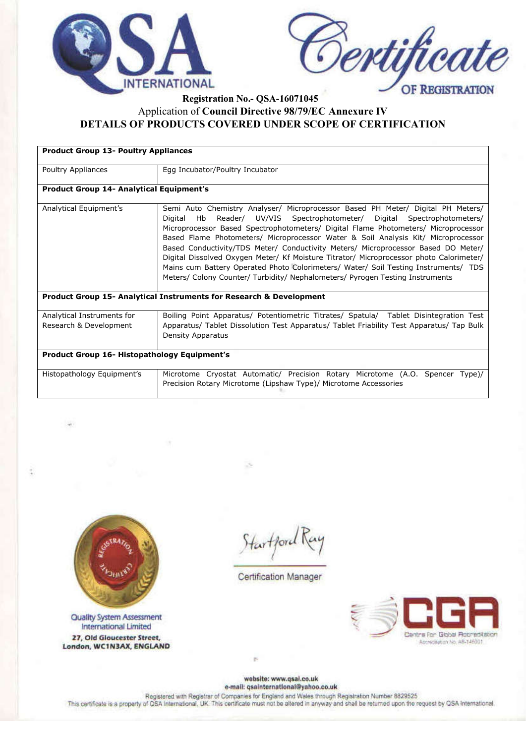# QSA INTERNATIONAL Certificate OF REGISTRATION

**Registration No.- QSA-16071045**

Application of **Council Directive 98/79/EC Annexure IV**

**DETAILS OF PRODUCTS COVERED UNDER SCOPE OF CERTIFICATION**

| | |
|---|---|
| **Product Group 13- Poultry Appliances** | |
| Poultry Appliances | Egg Incubator/Poultry Incubator |
| **Product Group 14- Analytical Equipment's** | |
| Analytical Equipment's | Semi Auto Chemistry Analyser/ Microprocessor Based PH Meter/ Digital PH Meters/ Digital Hb Reader/ UV/VIS Spectrophotometer/ Digital Spectrophotometers/ Microprocessor Based Spectrophotometers/ Digital Flame Photometers/ Microprocessor Based Flame Photometers/ Microprocessor Water & Soil Analysis Kit/ Microprocessor Based Conductivity/TDS Meter/ Conductivity Meters/ Microprocessor Based DO Meter/ Digital Dissolved Oxygen Meter/ Kf Moisture Titrator/ Microprocessor photo Calorimeter/ Mains cum Battery Operated Photo Colorimeters/ Water/ Soil Testing Instruments/ TDS Meters/ Colony Counter/ Turbidity/ Nephalometers/ Pyrogen Testing Instruments |
| **Product Group 15- Analytical Instruments for Research & Development** | |
| Analytical Instruments for Research & Development | Boiling Point Apparatus/ Potentiometric Titrates/ Spatula/ Tablet Disintegration Test Apparatus/ Tablet Dissolution Test Apparatus/ Tablet Friability Test Apparatus/ Tap Bulk Density Apparatus |
| **Product Group 16- Histopathology Equipment's** | |
| Histopathology Equipment's | Microtome Cryostat Automatic/ Precision Rotary Microtome (A.O. Spencer Type)/ Precision Rotary Microtome (Lipshaw Type)/ Microtome Accessories |

REGISTRATION CERTIFICATE

Quality System Assessment International Limited

**27, Old Gloucester Street, London, WC1N3AX, ENGLAND**

Startford Ray

Certification Manager

CGA Centre for Global Accreditation
Accreditation No. AB-146001

**website: www.qsai.co.uk**

**e-mail: qsainternational@yahoo.co.uk**

Registered with Registrar of Companies for England and Wales through Registration Number 8829525

This certificate is a property of QSA International, UK. This certificate must not be altered in anyway and shall be returned upon the request by QSA International.